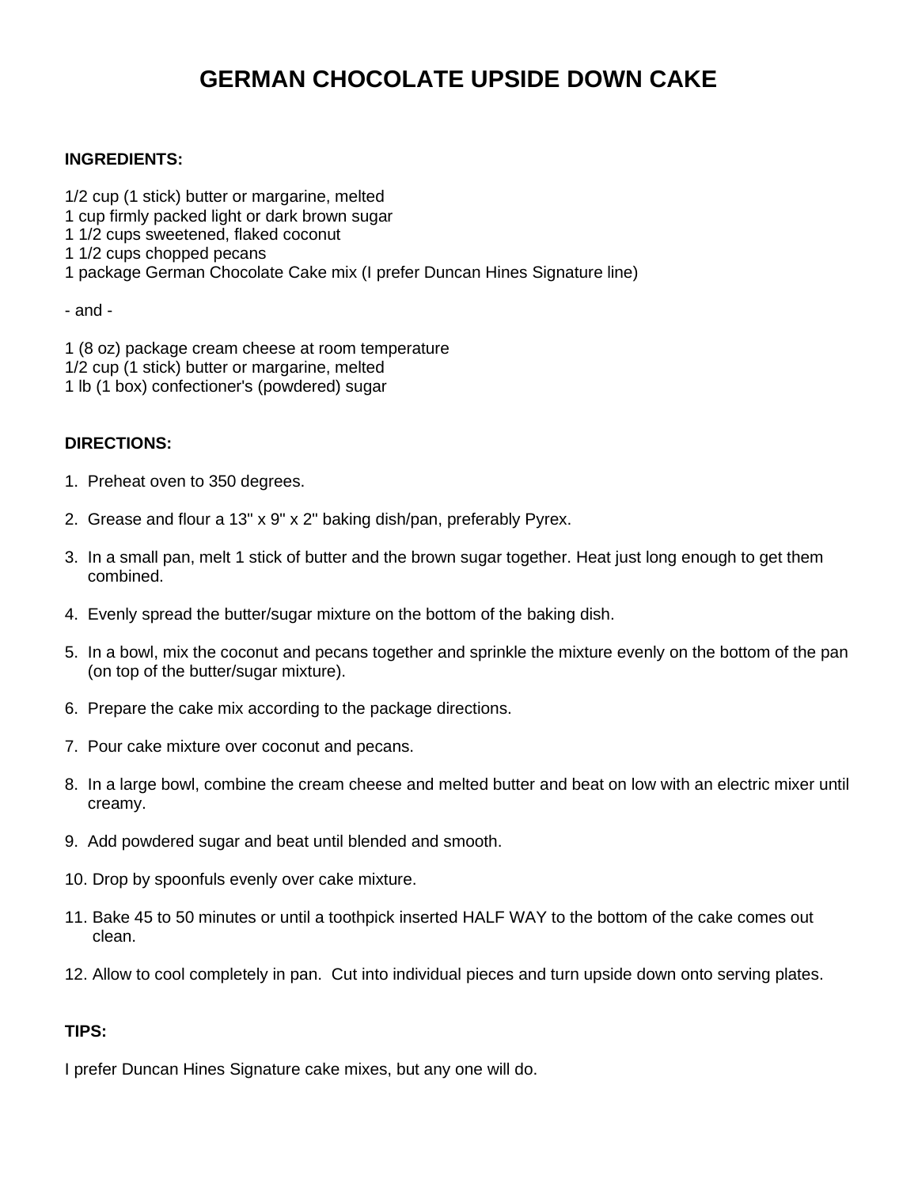# GERMAN CHOCOLATE UPSIDE DOWN CAKE

**INGREDIENTS:**

1/2 cup (1 stick) butter or margarine, melted
1 cup firmly packed light or dark brown sugar
1 1/2 cups sweetened, flaked coconut
1 1/2 cups chopped pecans
1 package German Chocolate Cake mix (I prefer Duncan Hines Signature line)

- and -

1 (8 oz) package cream cheese at room temperature
1/2 cup (1 stick) butter or margarine, melted
1 lb (1 box) confectioner's (powdered) sugar

**DIRECTIONS:**

1. Preheat oven to 350 degrees.

2. Grease and flour a 13" x 9" x 2" baking dish/pan, preferably Pyrex.

3. In a small pan, melt 1 stick of butter and the brown sugar together. Heat just long enough to get them combined.

4. Evenly spread the butter/sugar mixture on the bottom of the baking dish.

5. In a bowl, mix the coconut and pecans together and sprinkle the mixture evenly on the bottom of the pan (on top of the butter/sugar mixture).

6. Prepare the cake mix according to the package directions.

7. Pour cake mixture over coconut and pecans.

8. In a large bowl, combine the cream cheese and melted butter and beat on low with an electric mixer until creamy.

9. Add powdered sugar and beat until blended and smooth.

10. Drop by spoonfuls evenly over cake mixture.

11. Bake 45 to 50 minutes or until a toothpick inserted HALF WAY to the bottom of the cake comes out clean.

12. Allow to cool completely in pan. Cut into individual pieces and turn upside down onto serving plates.

**TIPS:**

I prefer Duncan Hines Signature cake mixes, but any one will do.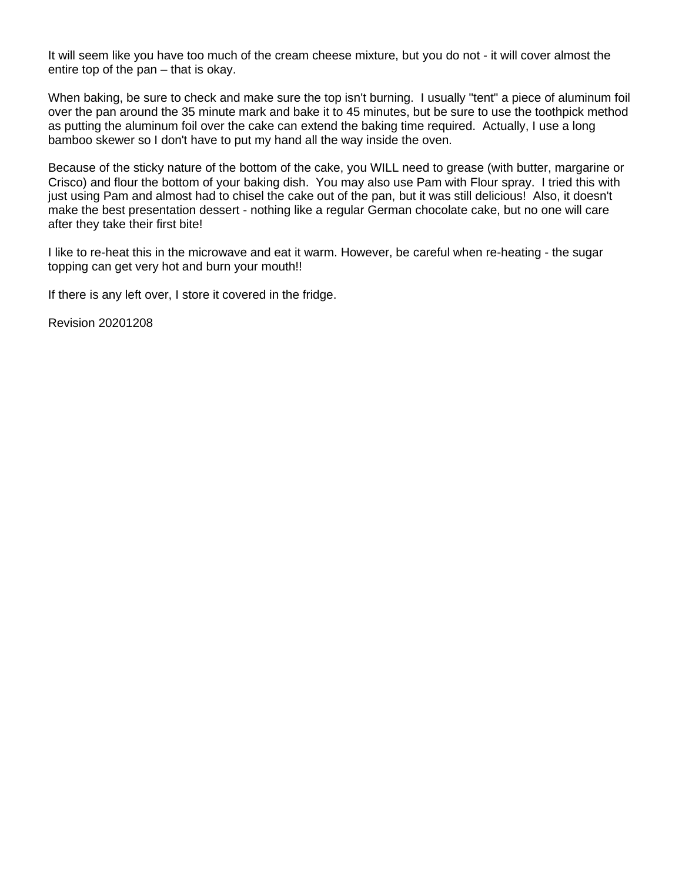It will seem like you have too much of the cream cheese mixture, but you do not - it will cover almost the entire top of the pan – that is okay.

When baking, be sure to check and make sure the top isn't burning. I usually "tent" a piece of aluminum foil over the pan around the 35 minute mark and bake it to 45 minutes, but be sure to use the toothpick method as putting the aluminum foil over the cake can extend the baking time required. Actually, I use a long bamboo skewer so I don't have to put my hand all the way inside the oven.

Because of the sticky nature of the bottom of the cake, you WILL need to grease (with butter, margarine or Crisco) and flour the bottom of your baking dish. You may also use Pam with Flour spray. I tried this with just using Pam and almost had to chisel the cake out of the pan, but it was still delicious! Also, it doesn't make the best presentation dessert - nothing like a regular German chocolate cake, but no one will care after they take their first bite!

I like to re-heat this in the microwave and eat it warm. However, be careful when re-heating - the sugar topping can get very hot and burn your mouth!!

If there is any left over, I store it covered in the fridge.

Revision 20201208